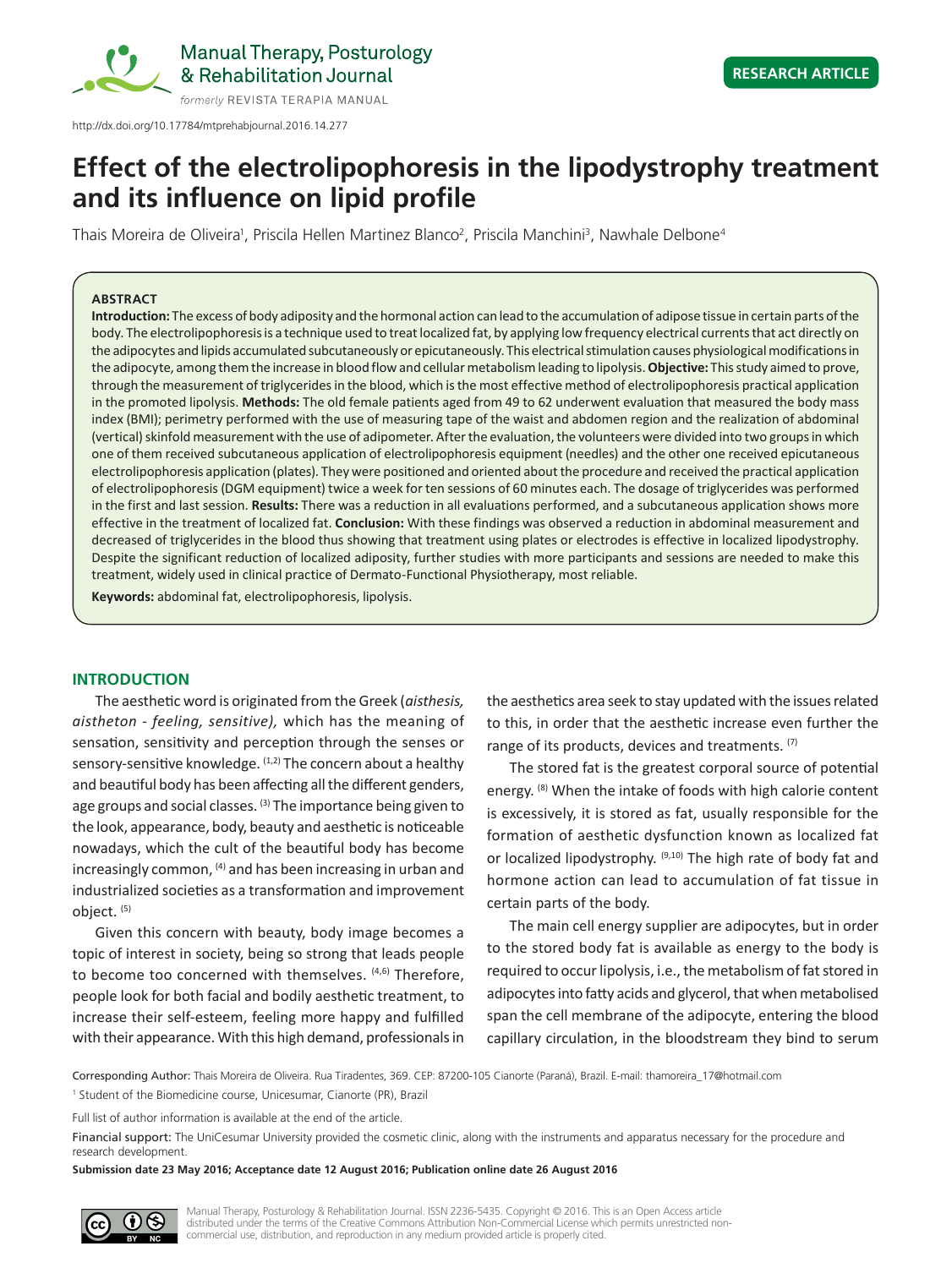Manual Therapy, Posturology & Rehabilitation Journal

*formerly* REVISTA TERAPIA MANUAL

**RESEARCH ARTICLE**

http://dx.doi.org/10.17784/mtprehabjournal.2016.14.277

# Effect of the electrolipophoresis in the lipodystrophy treatment and its influence on lipid profile

Thais Moreira de Oliveira[1], Priscila Hellen Martinez Blanco[2], Priscila Manchini[3], Nawhale Delbone[4]

## ABSTRACT

**Introduction:** The excess of body adiposity and the hormonal action can lead to the accumulation of adipose tissue in certain parts of the body. The electrolipophoresis is a technique used to treat localized fat, by applying low frequency electrical currents that act directly on the adipocytes and lipids accumulated subcutaneously or epicutaneously. This electrical stimulation causes physiological modifications in the adipocyte, among them the increase in blood flow and cellular metabolism leading to lipolysis. **Objective:** This study aimed to prove, through the measurement of triglycerides in the blood, which is the most effective method of electrolipophoresis practical application in the promoted lipolysis. **Methods:** The old female patients aged from 49 to 62 underwent evaluation that measured the body mass index (BMI); perimetry performed with the use of measuring tape of the waist and abdomen region and the realization of abdominal (vertical) skinfold measurement with the use of adipometer. After the evaluation, the volunteers were divided into two groups in which one of them received subcutaneous application of electrolipophoresis equipment (needles) and the other one received epicutaneous electrolipophoresis application (plates). They were positioned and oriented about the procedure and received the practical application of electrolipophoresis (DGM equipment) twice a week for ten sessions of 60 minutes each. The dosage of triglycerides was performed in the first and last session. **Results:** There was a reduction in all evaluations performed, and a subcutaneous application shows more effective in the treatment of localized fat. **Conclusion:** With these findings was observed a reduction in abdominal measurement and decreased of triglycerides in the blood thus showing that treatment using plates or electrodes is effective in localized lipodystrophy. Despite the significant reduction of localized adiposity, further studies with more participants and sessions are needed to make this treatment, widely used in clinical practice of Dermato-Functional Physiotherapy, most reliable.

**Keywords:** abdominal fat, electrolipophoresis, lipolysis.

## INTRODUCTION

The aesthetic word is originated from the Greek (*aisthesis, aistheton - feeling, sensitive),* which has the meaning of sensation, sensitivity and perception through the senses or sensory-sensitive knowledge. [1,2] The concern about a healthy and beautiful body has been affecting all the different genders, age groups and social classes. [3] The importance being given to the look, appearance, body, beauty and aesthetic is noticeable nowadays, which the cult of the beautiful body has become increasingly common, [4] and has been increasing in urban and industrialized societies as a transformation and improvement object. [5]

Given this concern with beauty, body image becomes a topic of interest in society, being so strong that leads people to become too concerned with themselves. [4,6] Therefore, people look for both facial and bodily aesthetic treatment, to increase their self-esteem, feeling more happy and fulfilled with their appearance. With this high demand, professionals in the aesthetics area seek to stay updated with the issues related to this, in order that the aesthetic increase even further the range of its products, devices and treatments. [7]

The stored fat is the greatest corporal source of potential energy. [8] When the intake of foods with high calorie content is excessively, it is stored as fat, usually responsible for the formation of aesthetic dysfunction known as localized fat or localized lipodystrophy. [9,10] The high rate of body fat and hormone action can lead to accumulation of fat tissue in certain parts of the body.

The main cell energy supplier are adipocytes, but in order to the stored body fat is available as energy to the body is required to occur lipolysis, i.e., the metabolism of fat stored in adipocytes into fatty acids and glycerol, that when metabolised span the cell membrane of the adipocyte, entering the blood capillary circulation, in the bloodstream they bind to serum

Corresponding Author: Thais Moreira de Oliveira. Rua Tiradentes, 369. CEP: 87200-105 Cianorte (Paraná), Brazil. E-mail: thamoreira_17@hotmail.com

[1] Student of the Biomedicine course, Unicesumar, Cianorte (PR), Brazil

Full list of author information is available at the end of the article.

Financial support: The UniCesumar University provided the cosmetic clinic, along with the instruments and apparatus necessary for the procedure and research development.

**Submission date 23 May 2016; Acceptance date 12 August 2016; Publication online date 26 August 2016**

Manual Therapy, Posturology & Rehabilitation Journal. ISSN 2236-5435. Copyright © 2016. This is an Open Access article distributed under the terms of the Creative Commons Attribution Non-Commercial License which permits unrestricted non-commercial use, distribution, and reproduction in any medium provided article is properly cited.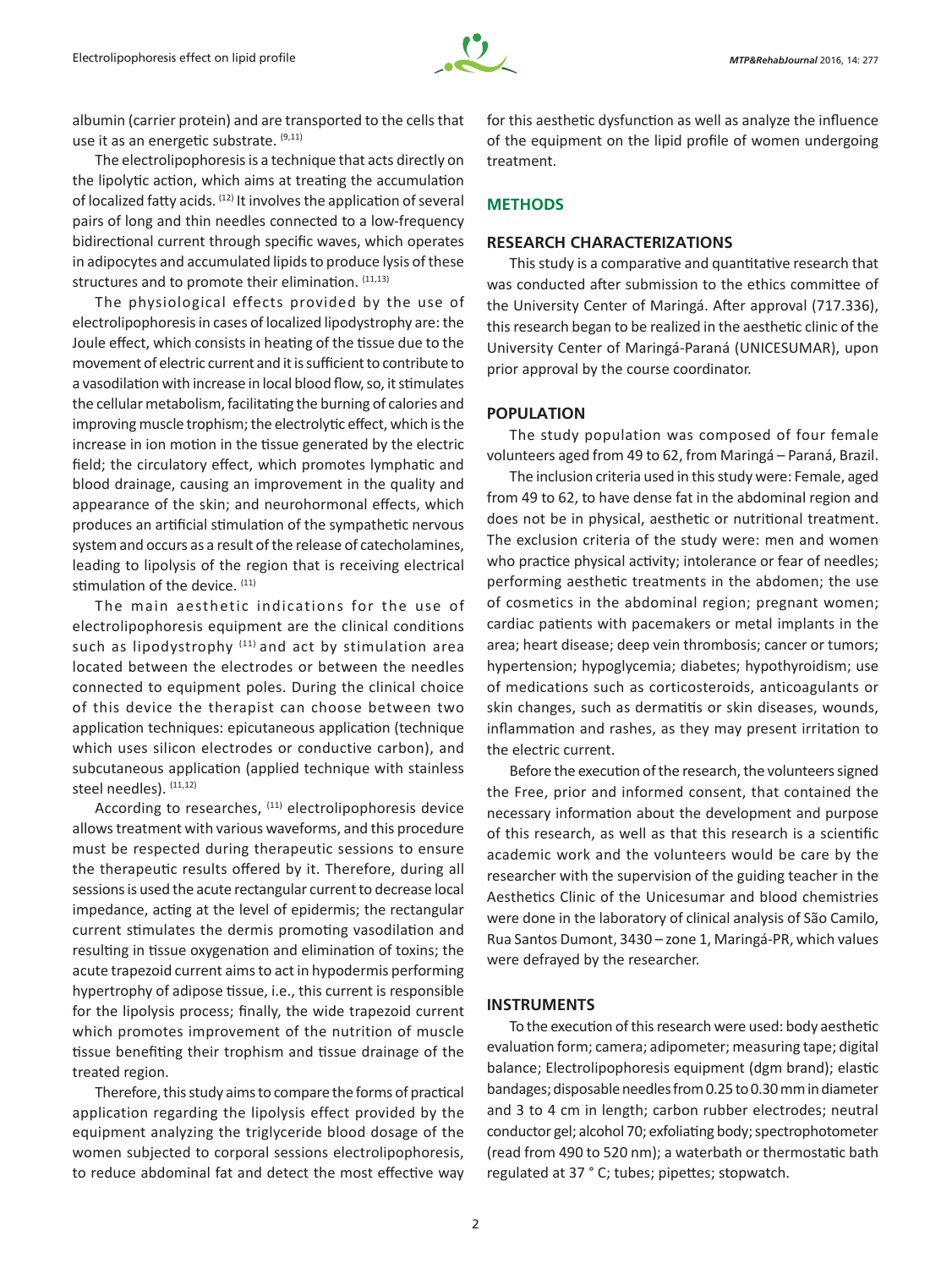albumin (carrier protein) and are transported to the cells that use it as an energetic substrate. [9,11]

The electrolipophoresis is a technique that acts directly on the lipolytic action, which aims at treating the accumulation of localized fatty acids. [12] It involves the application of several pairs of long and thin needles connected to a low-frequency bidirectional current through specific waves, which operates in adipocytes and accumulated lipids to produce lysis of these structures and to promote their elimination. [11,13]

The physiological effects provided by the use of electrolipophoresis in cases of localized lipodystrophy are: the Joule effect, which consists in heating of the tissue due to the movement of electric current and it is sufficient to contribute to a vasodilation with increase in local blood flow, so, it stimulates the cellular metabolism, facilitating the burning of calories and improving muscle trophism; the electrolytic effect, which is the increase in ion motion in the tissue generated by the electric field; the circulatory effect, which promotes lymphatic and blood drainage, causing an improvement in the quality and appearance of the skin; and neurohormonal effects, which produces an artificial stimulation of the sympathetic nervous system and occurs as a result of the release of catecholamines, leading to lipolysis of the region that is receiving electrical stimulation of the device. [11]

The main aesthetic indications for the use of electrolipophoresis equipment are the clinical conditions such as lipodystrophy [11] and act by stimulation area located between the electrodes or between the needles connected to equipment poles. During the clinical choice of this device the therapist can choose between two application techniques: epicutaneous application (technique which uses silicon electrodes or conductive carbon), and subcutaneous application (applied technique with stainless steel needles). [11,12]

According to researches, [11] electrolipophoresis device allows treatment with various waveforms, and this procedure must be respected during therapeutic sessions to ensure the therapeutic results offered by it. Therefore, during all sessions is used the acute rectangular current to decrease local impedance, acting at the level of epidermis; the rectangular current stimulates the dermis promoting vasodilation and resulting in tissue oxygenation and elimination of toxins; the acute trapezoid current aims to act in hypodermis performing hypertrophy of adipose tissue, i.e., this current is responsible for the lipolysis process; finally, the wide trapezoid current which promotes improvement of the nutrition of muscle tissue benefiting their trophism and tissue drainage of the treated region.

Therefore, this study aims to compare the forms of practical application regarding the lipolysis effect provided by the equipment analyzing the triglyceride blood dosage of the women subjected to corporal sessions electrolipophoresis, to reduce abdominal fat and detect the most effective way for this aesthetic dysfunction as well as analyze the influence of the equipment on the lipid profile of women undergoing treatment.

## METHODS

### RESEARCH CHARACTERIZATIONS

This study is a comparative and quantitative research that was conducted after submission to the ethics committee of the University Center of Maringá. After approval (717.336), this research began to be realized in the aesthetic clinic of the University Center of Maringá-Paraná (UNICESUMAR), upon prior approval by the course coordinator.

### POPULATION

The study population was composed of four female volunteers aged from 49 to 62, from Maringá – Paraná, Brazil.

The inclusion criteria used in this study were: Female, aged from 49 to 62, to have dense fat in the abdominal region and does not be in physical, aesthetic or nutritional treatment. The exclusion criteria of the study were: men and women who practice physical activity; intolerance or fear of needles; performing aesthetic treatments in the abdomen; the use of cosmetics in the abdominal region; pregnant women; cardiac patients with pacemakers or metal implants in the area; heart disease; deep vein thrombosis; cancer or tumors; hypertension; hypoglycemia; diabetes; hypothyroidism; use of medications such as corticosteroids, anticoagulants or skin changes, such as dermatitis or skin diseases, wounds, inflammation and rashes, as they may present irritation to the electric current.

Before the execution of the research, the volunteers signed the Free, prior and informed consent, that contained the necessary information about the development and purpose of this research, as well as that this research is a scientific academic work and the volunteers would be care by the researcher with the supervision of the guiding teacher in the Aesthetics Clinic of the Unicesumar and blood chemistries were done in the laboratory of clinical analysis of São Camilo, Rua Santos Dumont, 3430 – zone 1, Maringá-PR, which values were defrayed by the researcher.

### INSTRUMENTS

To the execution of this research were used: body aesthetic evaluation form; camera; adipometer; measuring tape; digital balance; Electrolipophoresis equipment (dgm brand); elastic bandages; disposable needles from 0.25 to 0.30 mm in diameter and 3 to 4 cm in length; carbon rubber electrodes; neutral conductor gel; alcohol 70; exfoliating body; spectrophotometer (read from 490 to 520 nm); a waterbath or thermostatic bath regulated at 37 ° C; tubes; pipettes; stopwatch.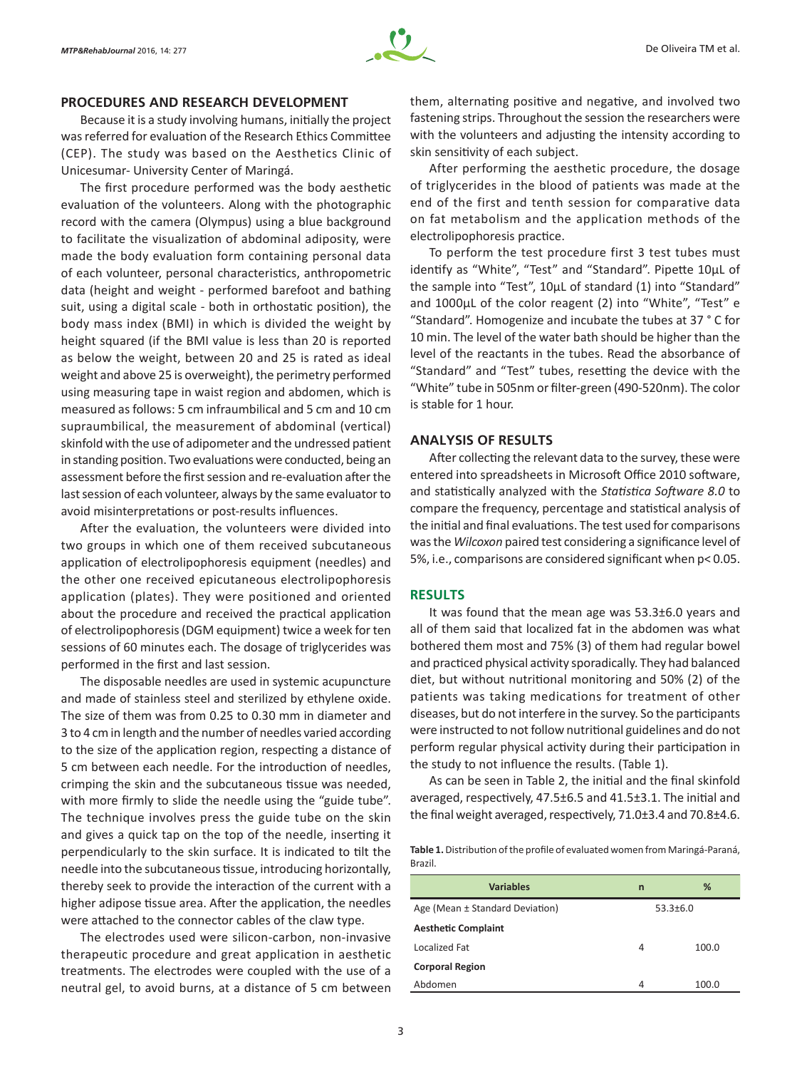## PROCEDURES AND RESEARCH DEVELOPMENT

Because it is a study involving humans, initially the project was referred for evaluation of the Research Ethics Committee (CEP). The study was based on the Aesthetics Clinic of Unicesumar- University Center of Maringá.

The first procedure performed was the body aesthetic evaluation of the volunteers. Along with the photographic record with the camera (Olympus) using a blue background to facilitate the visualization of abdominal adiposity, were made the body evaluation form containing personal data of each volunteer, personal characteristics, anthropometric data (height and weight - performed barefoot and bathing suit, using a digital scale - both in orthostatic position), the body mass index (BMI) in which is divided the weight by height squared (if the BMI value is less than 20 is reported as below the weight, between 20 and 25 is rated as ideal weight and above 25 is overweight), the perimetry performed using measuring tape in waist region and abdomen, which is measured as follows: 5 cm infraumbilical and 5 cm and 10 cm supraumbilical, the measurement of abdominal (vertical) skinfold with the use of adipometer and the undressed patient in standing position. Two evaluations were conducted, being an assessment before the first session and re-evaluation after the last session of each volunteer, always by the same evaluator to avoid misinterpretations or post-results influences.

After the evaluation, the volunteers were divided into two groups in which one of them received subcutaneous application of electrolipophoresis equipment (needles) and the other one received epicutaneous electrolipophoresis application (plates). They were positioned and oriented about the procedure and received the practical application of electrolipophoresis (DGM equipment) twice a week for ten sessions of 60 minutes each. The dosage of triglycerides was performed in the first and last session.

The disposable needles are used in systemic acupuncture and made of stainless steel and sterilized by ethylene oxide. The size of them was from 0.25 to 0.30 mm in diameter and 3 to 4 cm in length and the number of needles varied according to the size of the application region, respecting a distance of 5 cm between each needle. For the introduction of needles, crimping the skin and the subcutaneous tissue was needed, with more firmly to slide the needle using the "guide tube". The technique involves press the guide tube on the skin and gives a quick tap on the top of the needle, inserting it perpendicularly to the skin surface. It is indicated to tilt the needle into the subcutaneous tissue, introducing horizontally, thereby seek to provide the interaction of the current with a higher adipose tissue area. After the application, the needles were attached to the connector cables of the claw type.

The electrodes used were silicon-carbon, non-invasive therapeutic procedure and great application in aesthetic treatments. The electrodes were coupled with the use of a neutral gel, to avoid burns, at a distance of 5 cm between them, alternating positive and negative, and involved two fastening strips. Throughout the session the researchers were with the volunteers and adjusting the intensity according to skin sensitivity of each subject.

After performing the aesthetic procedure, the dosage of triglycerides in the blood of patients was made at the end of the first and tenth session for comparative data on fat metabolism and the application methods of the electrolipophoresis practice.

To perform the test procedure first 3 test tubes must identify as "White", "Test" and "Standard". Pipette 10µL of the sample into "Test", 10µL of standard (1) into "Standard" and 1000µL of the color reagent (2) into "White", "Test" e "Standard". Homogenize and incubate the tubes at 37 ° C for 10 min. The level of the water bath should be higher than the level of the reactants in the tubes. Read the absorbance of "Standard" and "Test" tubes, resetting the device with the "White" tube in 505nm or filter-green (490-520nm). The color is stable for 1 hour.

## ANALYSIS OF RESULTS

After collecting the relevant data to the survey, these were entered into spreadsheets in Microsoft Office 2010 software, and statistically analyzed with the *Statistica Software 8.0* to compare the frequency, percentage and statistical analysis of the initial and final evaluations. The test used for comparisons was the *Wilcoxon* paired test considering a significance level of 5%, i.e., comparisons are considered significant when $p < 0.05$.

## RESULTS

It was found that the mean age was 53.3±6.0 years and all of them said that localized fat in the abdomen was what bothered them most and 75% (3) of them had regular bowel and practiced physical activity sporadically. They had balanced diet, but without nutritional monitoring and 50% (2) of the patients was taking medications for treatment of other diseases, but do not interfere in the survey. So the participants were instructed to not follow nutritional guidelines and do not perform regular physical activity during their participation in the study to not influence the results. (Table 1).

As can be seen in Table 2, the initial and the final skinfold averaged, respectively, 47.5±6.5 and 41.5±3.1. The initial and the final weight averaged, respectively, 71.0±3.4 and 70.8±4.6.

**Table 1.** Distribution of the profile of evaluated women from Maringá-Paraná, Brazil.

| Variables | n | % |
|---|---|---|
| Age (Mean ± Standard Deviation) | 53.3±6.0 | |
| **Aesthetic Complaint** | | |
| Localized Fat | 4 | 100.0 |
| **Corporal Region** | | |
| Abdomen | 4 | 100.0 |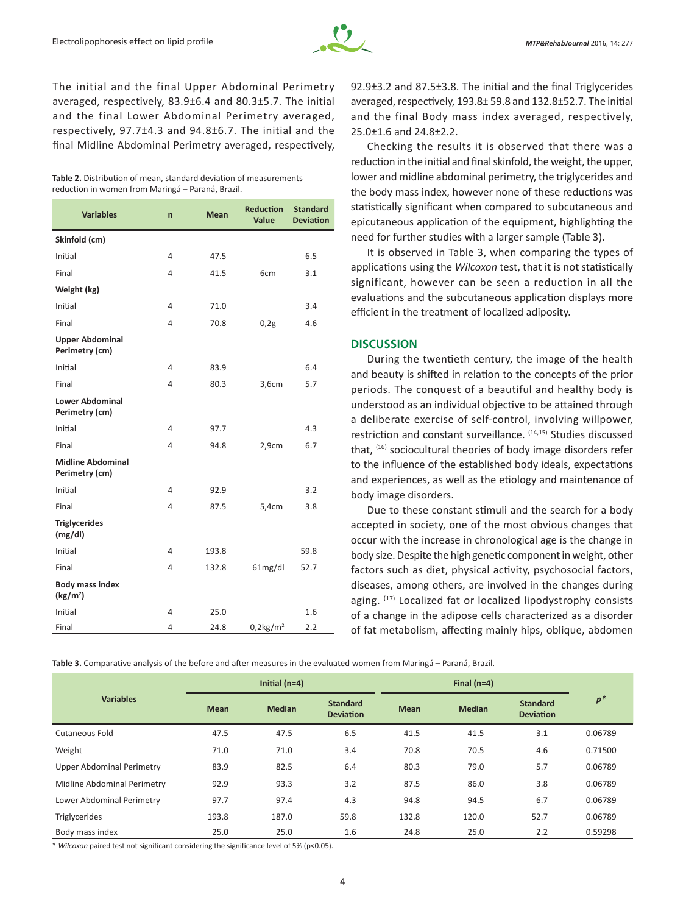The initial and the final Upper Abdominal Perimetry averaged, respectively, 83.9±6.4 and 80.3±5.7. The initial and the final Lower Abdominal Perimetry averaged, respectively, 97.7±4.3 and 94.8±6.7. The initial and the final Midline Abdominal Perimetry averaged, respectively, 92.9±3.2 and 87.5±3.8. The initial and the final Triglycerides averaged, respectively, 193.8± 59.8 and 132.8±52.7. The initial and the final Body mass index averaged, respectively, 25.0±1.6 and 24.8±2.2.

**Table 2.** Distribution of mean, standard deviation of measurements reduction in women from Maringá – Paraná, Brazil.

| Variables | n | Mean | Reduction Value | Standard Deviation |
|---|---|---|---|---|
| **Skinfold (cm)** | | | | |
| Initial | 4 | 47.5 | | 6.5 |
| Final | 4 | 41.5 | 6cm | 3.1 |
| **Weight (kg)** | | | | |
| Initial | 4 | 71.0 | | 3.4 |
| Final | 4 | 70.8 | 0,2g | 4.6 |
| **Upper Abdominal Perimetry (cm)** | | | | |
| Initial | 4 | 83.9 | | 6.4 |
| Final | 4 | 80.3 | 3,6cm | 5.7 |
| **Lower Abdominal Perimetry (cm)** | | | | |
| Initial | 4 | 97.7 | | 4.3 |
| Final | 4 | 94.8 | 2,9cm | 6.7 |
| **Midline Abdominal Perimetry (cm)** | | | | |
| Initial | 4 | 92.9 | | 3.2 |
| Final | 4 | 87.5 | 5,4cm | 3.8 |
| **Triglycerides (mg/dl)** | | | | |
| Initial | 4 | 193.8 | | 59.8 |
| Final | 4 | 132.8 | 61mg/dl | 52.7 |
| **Body mass index ($kg/m^2$)** | | | | |
| Initial | 4 | 25.0 | | 1.6 |
| Final | 4 | 24.8 | $0{,}2kg/m^2$ | 2.2 |

Checking the results it is observed that there was a reduction in the initial and final skinfold, the weight, the upper, lower and midline abdominal perimetry, the triglycerides and the body mass index, however none of these reductions was statistically significant when compared to subcutaneous and epicutaneous application of the equipment, highlighting the need for further studies with a larger sample (Table 3).

It is observed in Table 3, when comparing the types of applications using the *Wilcoxon* test, that it is not statistically significant, however can be seen a reduction in all the evaluations and the subcutaneous application displays more efficient in the treatment of localized adiposity.

## DISCUSSION

During the twentieth century, the image of the health and beauty is shifted in relation to the concepts of the prior periods. The conquest of a beautiful and healthy body is understood as an individual objective to be attained through a deliberate exercise of self-control, involving willpower, restriction and constant surveillance. [14,15] Studies discussed that, [16] sociocultural theories of body image disorders refer to the influence of the established body ideals, expectations and experiences, as well as the etiology and maintenance of body image disorders.

Due to these constant stimuli and the search for a body accepted in society, one of the most obvious changes that occur with the increase in chronological age is the change in body size. Despite the high genetic component in weight, other factors such as diet, physical activity, psychosocial factors, diseases, among others, are involved in the changes during aging. [17] Localized fat or localized lipodystrophy consists of a change in the adipose cells characterized as a disorder of fat metabolism, affecting mainly hips, oblique, abdomen

**Table 3.** Comparative analysis of the before and after measures in the evaluated women from Maringá – Paraná, Brazil.

| Variables | Initial (n=4) | | | Final (n=4) | | | $p^*$ |
|---|---|---|---|---|---|---|---|
| | Mean | Median | Standard Deviation | Mean | Median | Standard Deviation | |
| Cutaneous Fold | 47.5 | 47.5 | 6.5 | 41.5 | 41.5 | 3.1 | 0.06789 |
| Weight | 71.0 | 71.0 | 3.4 | 70.8 | 70.5 | 4.6 | 0.71500 |
| Upper Abdominal Perimetry | 83.9 | 82.5 | 6.4 | 80.3 | 79.0 | 5.7 | 0.06789 |
| Midline Abdominal Perimetry | 92.9 | 93.3 | 3.2 | 87.5 | 86.0 | 3.8 | 0.06789 |
| Lower Abdominal Perimetry | 97.7 | 97.4 | 4.3 | 94.8 | 94.5 | 6.7 | 0.06789 |
| Triglycerides | 193.8 | 187.0 | 59.8 | 132.8 | 120.0 | 52.7 | 0.06789 |
| Body mass index | 25.0 | 25.0 | 1.6 | 24.8 | 25.0 | 2.2 | 0.59298 |

\* *Wilcoxon* paired test not significant considering the significance level of 5% ($p<0.05$).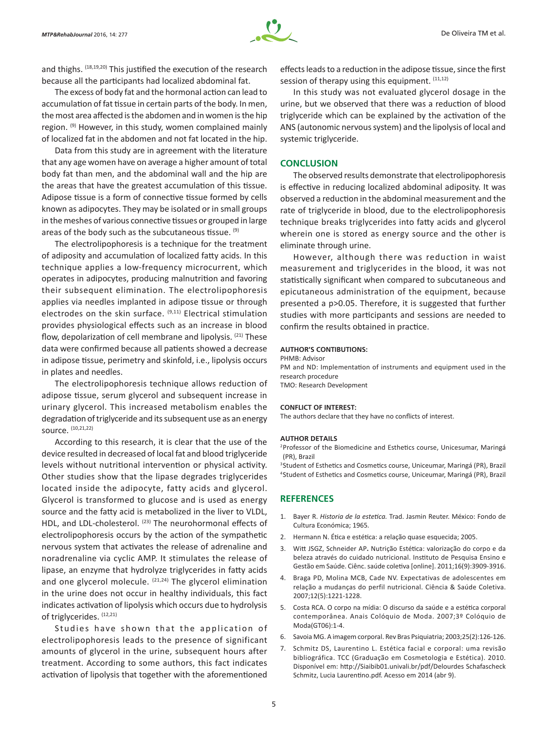and thighs. [18,19,20] This justified the execution of the research because all the participants had localized abdominal fat.

The excess of body fat and the hormonal action can lead to accumulation of fat tissue in certain parts of the body. In men, the most area affected is the abdomen and in women is the hip region. [9] However, in this study, women complained mainly of localized fat in the abdomen and not fat located in the hip.

Data from this study are in agreement with the literature that any age women have on average a higher amount of total body fat than men, and the abdominal wall and the hip are the areas that have the greatest accumulation of this tissue. Adipose tissue is a form of connective tissue formed by cells known as adipocytes. They may be isolated or in small groups in the meshes of various connective tissues or grouped in large areas of the body such as the subcutaneous tissue. [9]

The electrolipophoresis is a technique for the treatment of adiposity and accumulation of localized fatty acids. In this technique applies a low-frequency microcurrent, which operates in adipocytes, producing malnutrition and favoring their subsequent elimination. The electrolipophoresis applies via needles implanted in adipose tissue or through electrodes on the skin surface. [9,11] Electrical stimulation provides physiological effects such as an increase in blood flow, depolarization of cell membrane and lipolysis. [21] These data were confirmed because all patients showed a decrease in adipose tissue, perimetry and skinfold, i.e., lipolysis occurs in plates and needles.

The electrolipophoresis technique allows reduction of adipose tissue, serum glycerol and subsequent increase in urinary glycerol. This increased metabolism enables the degradation of triglyceride and its subsequent use as an energy source. [10,21,22]

According to this research, it is clear that the use of the device resulted in decreased of local fat and blood triglyceride levels without nutritional intervention or physical activity. Other studies show that the lipase degrades triglycerides located inside the adipocyte, fatty acids and glycerol. Glycerol is transformed to glucose and is used as energy source and the fatty acid is metabolized in the liver to VLDL, HDL, and LDL-cholesterol. [23] The neurohormonal effects of electrolipophoresis occurs by the action of the sympathetic nervous system that activates the release of adrenaline and noradrenaline via cyclic AMP. It stimulates the release of lipase, an enzyme that hydrolyze triglycerides in fatty acids and one glycerol molecule. [21,24] The glycerol elimination in the urine does not occur in healthy individuals, this fact indicates activation of lipolysis which occurs due to hydrolysis of triglycerides. [12,21]

Studies have shown that the application of electrolipophoresis leads to the presence of significant amounts of glycerol in the urine, subsequent hours after treatment. According to some authors, this fact indicates activation of lipolysis that together with the aforementioned effects leads to a reduction in the adipose tissue, since the first session of therapy using this equipment. [11,12]

In this study was not evaluated glycerol dosage in the urine, but we observed that there was a reduction of blood triglyceride which can be explained by the activation of the ANS (autonomic nervous system) and the lipolysis of local and systemic triglyceride.

## CONCLUSION

The observed results demonstrate that electrolipophoresis is effective in reducing localized abdominal adiposity. It was observed a reduction in the abdominal measurement and the rate of triglyceride in blood, due to the electrolipophoresis technique breaks triglycerides into fatty acids and glycerol wherein one is stored as energy source and the other is eliminate through urine.

However, although there was reduction in waist measurement and triglycerides in the blood, it was not statistically significant when compared to subcutaneous and epicutaneous administration of the equipment, because presented a $p>0.05$. Therefore, it is suggested that further studies with more participants and sessions are needed to confirm the results obtained in practice.

**AUTHOR'S CONTIBUTIONS:**

PHMB: Advisor

PM and ND: Implementation of instruments and equipment used in the research procedure

TMO: Research Development

**CONFLICT OF INTEREST:**

The authors declare that they have no conflicts of interest.

**AUTHOR DETAILS**

[2]Professor of the Biomedicine and Esthetics course, Unicesumar, Maringá (PR), Brazil

[3]Student of Esthetics and Cosmetics course, Uniceumar, Maringá (PR), Brazil

[4]Student of Esthetics and Cosmetics course, Uniceumar, Maringá (PR), Brazil

## REFERENCES

1. Bayer R. *Historia de la estetica.* Trad. Jasmin Reuter. México: Fondo de Cultura Económica; 1965.
2. Hermann N. Ética e estética: a relação quase esquecida; 2005.
3. Witt JSGZ, Schneider AP**.** Nutrição Estética: valorização do corpo e da beleza através do cuidado nutricional. Instituto de Pesquisa Ensino e Gestão em Saúde. Ciênc. saúde coletiva [online]. 2011;16(9):3909-3916.
4. Braga PD, Molina MCB, Cade NV. Expectativas de adolescentes em relação a mudanças do perfil nutricional. Ciência & Saúde Coletiva. 2007;12(5):1221-1228.
5. Costa RCA. O corpo na mídia: O discurso da saúde e a estética corporal contemporânea. Anais Colóquio de Moda. 2007;3º Colóquio de Moda(GT06):1-4.
6. Savoia MG. A imagem corporal. Rev Bras Psiquiatria; 2003;25(2):126-126.
7. Schmitz DS, Laurentino L. Estética facial e corporal: uma revisão bibliográfica. TCC (Graduação em Cosmetologia e Estética). 2010. Disponível em: http://Siaibib01.univali.br/pdf/Delourdes Schafascheck Schmitz, Lucia Laurentino.pdf. Acesso em 2014 (abr 9).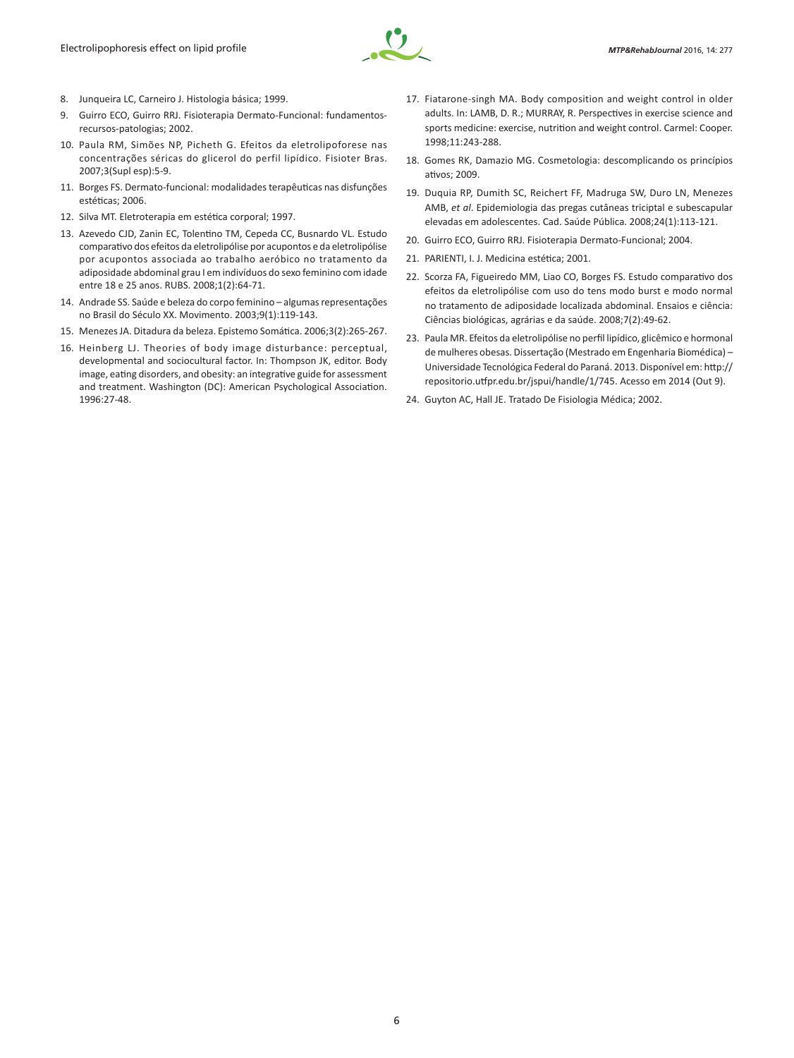8. Junqueira LC, Carneiro J. Histologia básica; 1999.
9. Guirro ECO, Guirro RRJ. Fisioterapia Dermato-Funcional: fundamentos-recursos-patologias; 2002.
10. Paula RM, Simões NP, Picheth G. Efeitos da eletrolipoforese nas concentrações séricas do glicerol do perfil lipídico. Fisioter Bras. 2007;3(Supl esp):5-9.
11. Borges FS. Dermato-funcional: modalidades terapêuticas nas disfunções estéticas; 2006.
12. Silva MT. Eletroterapia em estética corporal; 1997.
13. Azevedo CJD, Zanin EC, Tolentino TM, Cepeda CC, Busnardo VL. Estudo comparativo dos efeitos da eletrolipólise por acupontos e da eletrolipólise por acupontos associada ao trabalho aeróbico no tratamento da adiposidade abdominal grau I em indivíduos do sexo feminino com idade entre 18 e 25 anos. RUBS. 2008;1(2):64-71.
14. Andrade SS. Saúde e beleza do corpo feminino – algumas representações no Brasil do Século XX. Movimento. 2003;9(1):119-143.
15. Menezes JA. Ditadura da beleza. Epistemo Somática. 2006;3(2):265-267.
16. Heinberg LJ. Theories of body image disturbance: perceptual, developmental and sociocultural factor. In: Thompson JK, editor. Body image, eating disorders, and obesity: an integrative guide for assessment and treatment. Washington (DC): American Psychological Association. 1996:27-48.
17. Fiatarone-singh MA. Body composition and weight control in older adults. In: LAMB, D. R.; MURRAY, R. Perspectives in exercise science and sports medicine: exercise, nutrition and weight control. Carmel: Cooper. 1998;11:243-288.
18. Gomes RK, Damazio MG. Cosmetologia: descomplicando os princípios ativos; 2009.
19. Duquia RP, Dumith SC, Reichert FF, Madruga SW, Duro LN, Menezes AMB, *et al*. Epidemiologia das pregas cutâneas triciptal e subescapular elevadas em adolescentes. Cad. Saúde Pública. 2008;24(1):113-121.
20. Guirro ECO, Guirro RRJ. Fisioterapia Dermato-Funcional; 2004.
21. PARIENTI, I. J. Medicina estética; 2001.
22. Scorza FA, Figueiredo MM, Liao CO, Borges FS. Estudo comparativo dos efeitos da eletrolipólise com uso do tens modo burst e modo normal no tratamento de adiposidade localizada abdominal. Ensaios e ciência: Ciências biológicas, agrárias e da saúde. 2008;7(2):49-62.
23. Paula MR. Efeitos da eletrolipólise no perfil lipídico, glicêmico e hormonal de mulheres obesas. Dissertação (Mestrado em Engenharia Biomédica) – Universidade Tecnológica Federal do Paraná. 2013. Disponível em: http://repositorio.utfpr.edu.br/jspui/handle/1/745. Acesso em 2014 (Out 9).
24. Guyton AC, Hall JE. Tratado De Fisiologia Médica; 2002.